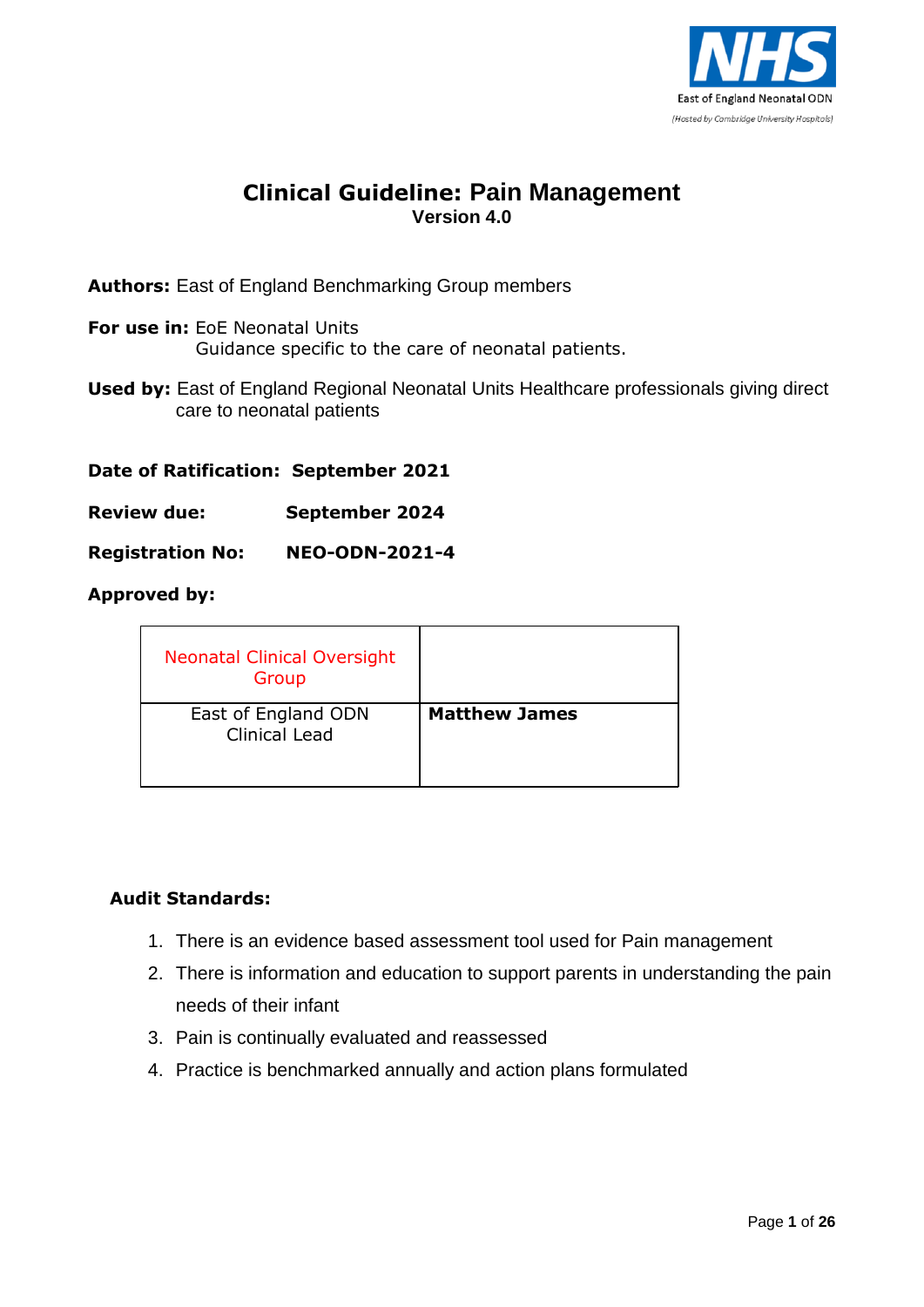East of England Neonatal ODN
(Hosted by Cambridge University Hospitals)

# Clinical Guideline: Pain Management

**Version 4.0**

**Authors:** East of England Benchmarking Group members

**For use in:** EoE Neonatal Units
Guidance specific to the care of neonatal patients.

**Used by:** East of England Regional Neonatal Units Healthcare professionals giving direct care to neonatal patients

**Date of Ratification:** **September 2021**

**Review due:** **September 2024**

**Registration No:** **NEO-ODN-2021-4**

**Approved by:**

| | |
|---|---|
| Neonatal Clinical Oversight Group | |
| East of England ODN Clinical Lead | **Matthew James** |

**Audit Standards:**

1. There is an evidence based assessment tool used for Pain management
2. There is information and education to support parents in understanding the pain needs of their infant
3. Pain is continually evaluated and reassessed
4. Practice is benchmarked annually and action plans formulated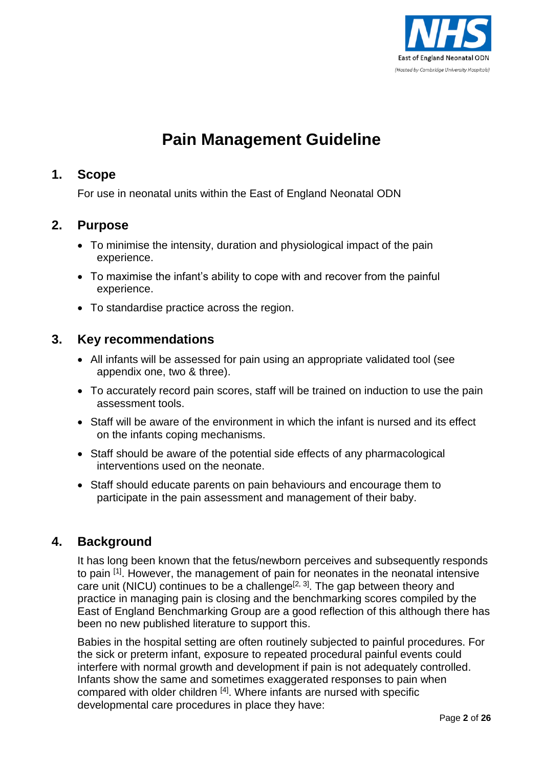# Pain Management Guideline

## 1. Scope

For use in neonatal units within the East of England Neonatal ODN

## 2. Purpose

- To minimise the intensity, duration and physiological impact of the pain experience.
- To maximise the infant's ability to cope with and recover from the painful experience.
- To standardise practice across the region.

## 3. Key recommendations

- All infants will be assessed for pain using an appropriate validated tool (see appendix one, two & three).
- To accurately record pain scores, staff will be trained on induction to use the pain assessment tools.
- Staff will be aware of the environment in which the infant is nursed and its effect on the infants coping mechanisms.
- Staff should be aware of the potential side effects of any pharmacological interventions used on the neonate.
- Staff should educate parents on pain behaviours and encourage them to participate in the pain assessment and management of their baby.

## 4. Background

It has long been known that the fetus/newborn perceives and subsequently responds to pain [1]. However, the management of pain for neonates in the neonatal intensive care unit (NICU) continues to be a challenge[2, 3]. The gap between theory and practice in managing pain is closing and the benchmarking scores compiled by the East of England Benchmarking Group are a good reflection of this although there has been no new published literature to support this.

Babies in the hospital setting are often routinely subjected to painful procedures. For the sick or preterm infant, exposure to repeated procedural painful events could interfere with normal growth and development if pain is not adequately controlled. Infants show the same and sometimes exaggerated responses to pain when compared with older children [4]. Where infants are nursed with specific developmental care procedures in place they have: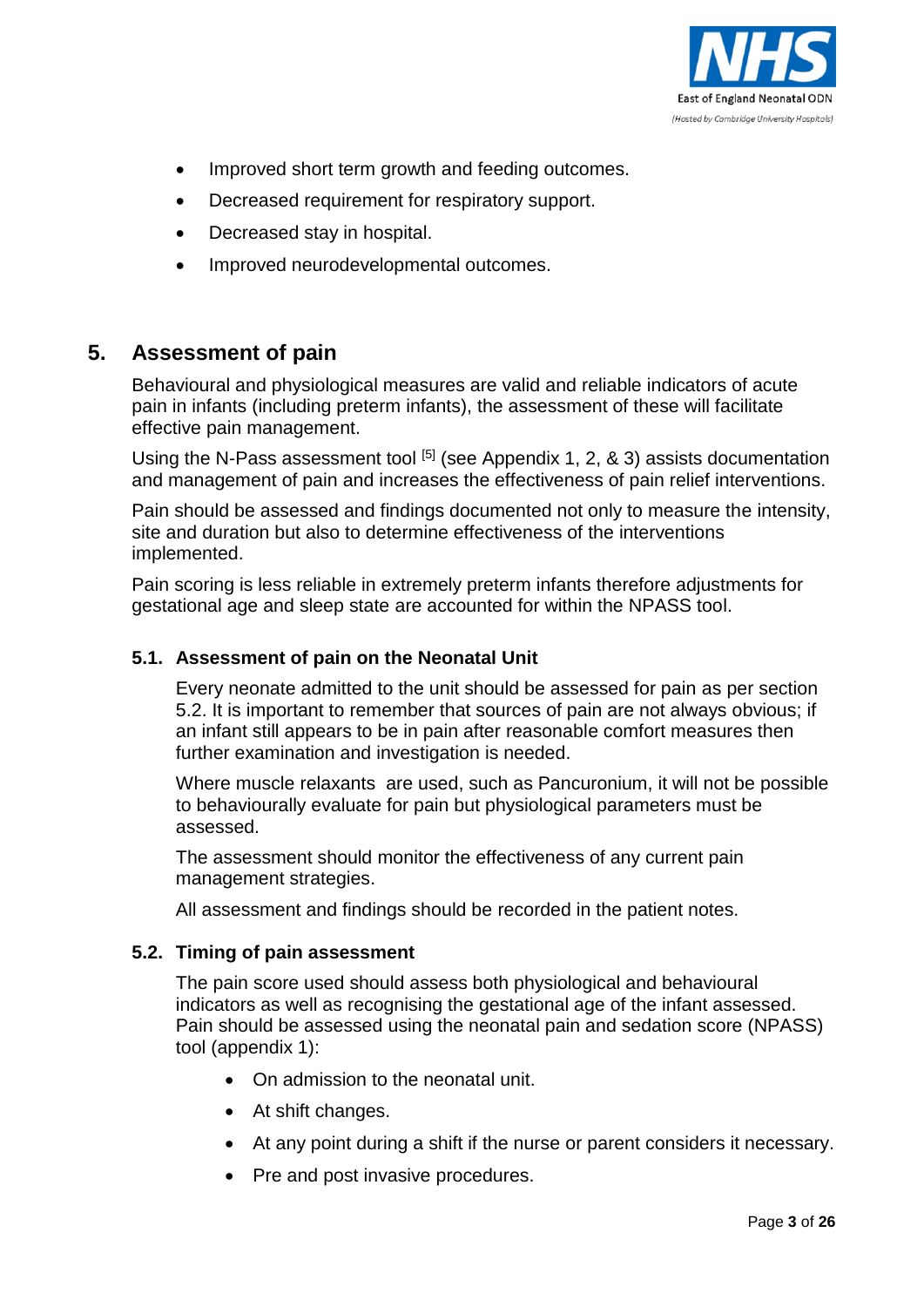- Improved short term growth and feeding outcomes.
- Decreased requirement for respiratory support.
- Decreased stay in hospital.
- Improved neurodevelopmental outcomes.

## 5. Assessment of pain

Behavioural and physiological measures are valid and reliable indicators of acute pain in infants (including preterm infants), the assessment of these will facilitate effective pain management.

Using the N-Pass assessment tool [5] (see Appendix 1, 2, & 3) assists documentation and management of pain and increases the effectiveness of pain relief interventions.

Pain should be assessed and findings documented not only to measure the intensity, site and duration but also to determine effectiveness of the interventions implemented.

Pain scoring is less reliable in extremely preterm infants therefore adjustments for gestational age and sleep state are accounted for within the NPASS tool.

### 5.1. Assessment of pain on the Neonatal Unit

Every neonate admitted to the unit should be assessed for pain as per section 5.2. It is important to remember that sources of pain are not always obvious; if an infant still appears to be in pain after reasonable comfort measures then further examination and investigation is needed.

Where muscle relaxants are used, such as Pancuronium, it will not be possible to behaviourally evaluate for pain but physiological parameters must be assessed.

The assessment should monitor the effectiveness of any current pain management strategies.

All assessment and findings should be recorded in the patient notes.

### 5.2. Timing of pain assessment

The pain score used should assess both physiological and behavioural indicators as well as recognising the gestational age of the infant assessed. Pain should be assessed using the neonatal pain and sedation score (NPASS) tool (appendix 1):

- On admission to the neonatal unit.
- At shift changes.
- At any point during a shift if the nurse or parent considers it necessary.
- Pre and post invasive procedures.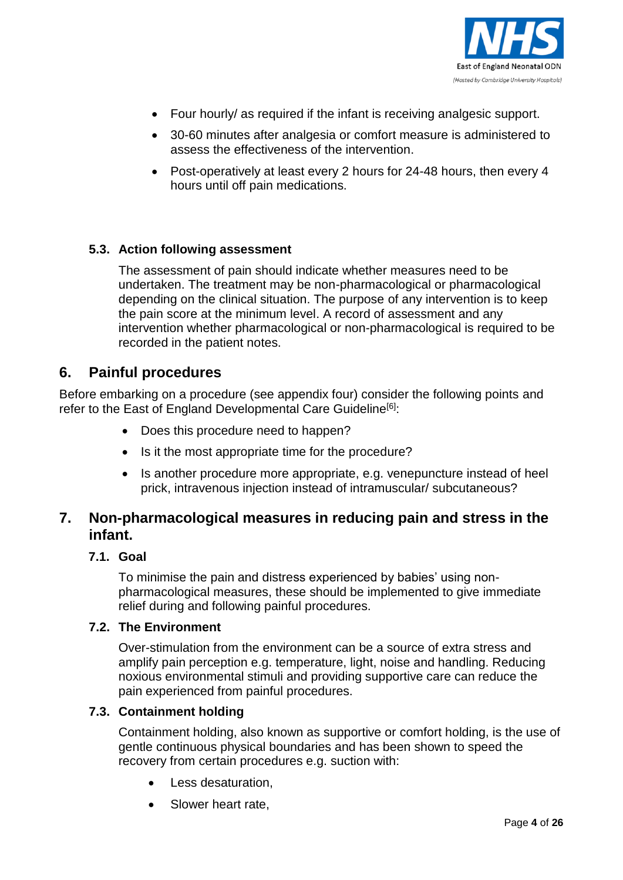- Four hourly/ as required if the infant is receiving analgesic support.
- 30-60 minutes after analgesia or comfort measure is administered to assess the effectiveness of the intervention.
- Post-operatively at least every 2 hours for 24-48 hours, then every 4 hours until off pain medications.

### 5.3. Action following assessment

The assessment of pain should indicate whether measures need to be undertaken. The treatment may be non-pharmacological or pharmacological depending on the clinical situation. The purpose of any intervention is to keep the pain score at the minimum level. A record of assessment and any intervention whether pharmacological or non-pharmacological is required to be recorded in the patient notes.

## 6. Painful procedures

Before embarking on a procedure (see appendix four) consider the following points and refer to the East of England Developmental Care Guideline[6]:

- Does this procedure need to happen?
- Is it the most appropriate time for the procedure?
- Is another procedure more appropriate, e.g. venepuncture instead of heel prick, intravenous injection instead of intramuscular/ subcutaneous?

## 7. Non-pharmacological measures in reducing pain and stress in the infant.

### 7.1. Goal

To minimise the pain and distress experienced by babies' using non-pharmacological measures, these should be implemented to give immediate relief during and following painful procedures.

### 7.2. The Environment

Over-stimulation from the environment can be a source of extra stress and amplify pain perception e.g. temperature, light, noise and handling. Reducing noxious environmental stimuli and providing supportive care can reduce the pain experienced from painful procedures.

### 7.3. Containment holding

Containment holding, also known as supportive or comfort holding, is the use of gentle continuous physical boundaries and has been shown to speed the recovery from certain procedures e.g. suction with:

- Less desaturation,
- Slower heart rate,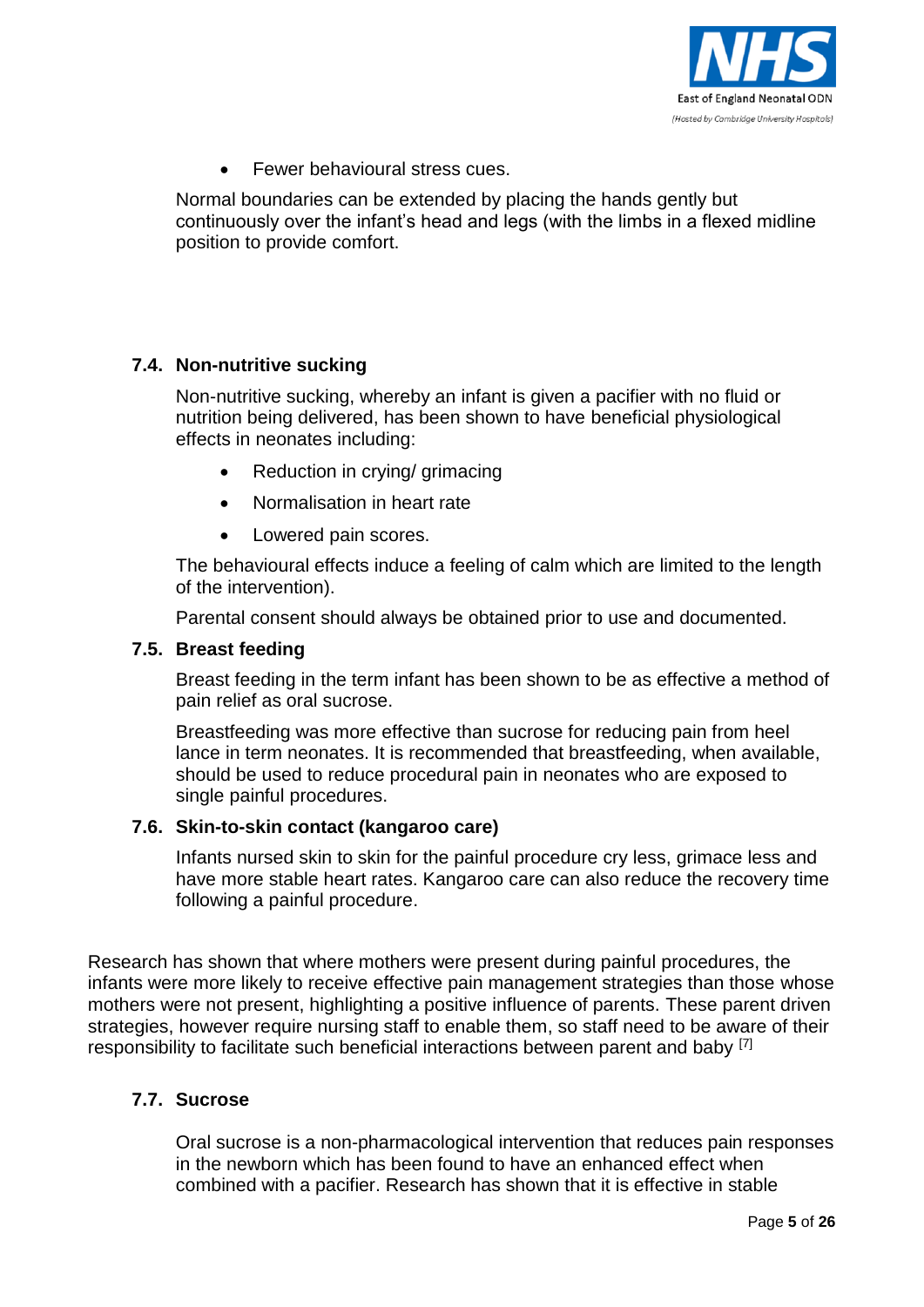- Fewer behavioural stress cues.

Normal boundaries can be extended by placing the hands gently but continuously over the infant's head and legs (with the limbs in a flexed midline position to provide comfort.

### 7.4. Non-nutritive sucking

Non-nutritive sucking, whereby an infant is given a pacifier with no fluid or nutrition being delivered, has been shown to have beneficial physiological effects in neonates including:

- Reduction in crying/ grimacing
- Normalisation in heart rate
- Lowered pain scores.

The behavioural effects induce a feeling of calm which are limited to the length of the intervention).

Parental consent should always be obtained prior to use and documented.

### 7.5. Breast feeding

Breast feeding in the term infant has been shown to be as effective a method of pain relief as oral sucrose.

Breastfeeding was more effective than sucrose for reducing pain from heel lance in term neonates. It is recommended that breastfeeding, when available, should be used to reduce procedural pain in neonates who are exposed to single painful procedures.

### 7.6. Skin-to-skin contact (kangaroo care)

Infants nursed skin to skin for the painful procedure cry less, grimace less and have more stable heart rates. Kangaroo care can also reduce the recovery time following a painful procedure.

Research has shown that where mothers were present during painful procedures, the infants were more likely to receive effective pain management strategies than those whose mothers were not present, highlighting a positive influence of parents. These parent driven strategies, however require nursing staff to enable them, so staff need to be aware of their responsibility to facilitate such beneficial interactions between parent and baby [7]

### 7.7. Sucrose

Oral sucrose is a non-pharmacological intervention that reduces pain responses in the newborn which has been found to have an enhanced effect when combined with a pacifier. Research has shown that it is effective in stable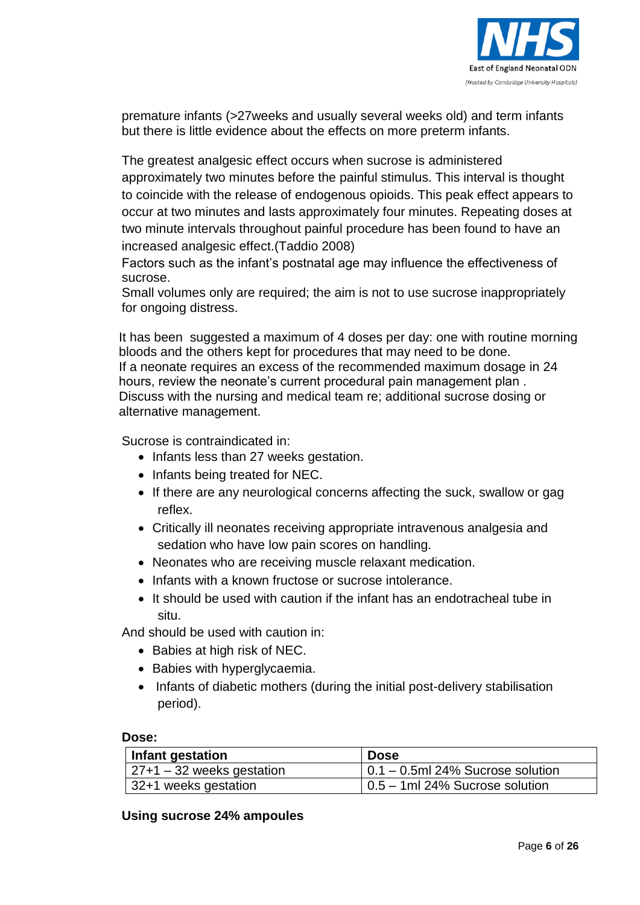premature infants (>27weeks and usually several weeks old) and term infants but there is little evidence about the effects on more preterm infants.

The greatest analgesic effect occurs when sucrose is administered approximately two minutes before the painful stimulus. This interval is thought to coincide with the release of endogenous opioids. This peak effect appears to occur at two minutes and lasts approximately four minutes. Repeating doses at two minute intervals throughout painful procedure has been found to have an increased analgesic effect.(Taddio 2008)

Factors such as the infant's postnatal age may influence the effectiveness of sucrose.

Small volumes only are required; the aim is not to use sucrose inappropriately for ongoing distress.

It has been suggested a maximum of 4 doses per day: one with routine morning bloods and the others kept for procedures that may need to be done.

If a neonate requires an excess of the recommended maximum dosage in 24 hours, review the neonate's current procedural pain management plan .

Discuss with the nursing and medical team re; additional sucrose dosing or alternative management.

Sucrose is contraindicated in:

- Infants less than 27 weeks gestation.
- Infants being treated for NEC.
- If there are any neurological concerns affecting the suck, swallow or gag reflex.
- Critically ill neonates receiving appropriate intravenous analgesia and sedation who have low pain scores on handling.
- Neonates who are receiving muscle relaxant medication.
- Infants with a known fructose or sucrose intolerance.
- It should be used with caution if the infant has an endotracheal tube in situ.

And should be used with caution in:

- Babies at high risk of NEC.
- Babies with hyperglycaemia.
- Infants of diabetic mothers (during the initial post-delivery stabilisation period).

**Dose:**

| Infant gestation | Dose |
|---|---|
| 27+1 – 32 weeks gestation | 0.1 – 0.5ml 24% Sucrose solution |
| 32+1 weeks gestation | 0.5 – 1ml 24% Sucrose solution |

**Using sucrose 24% ampoules**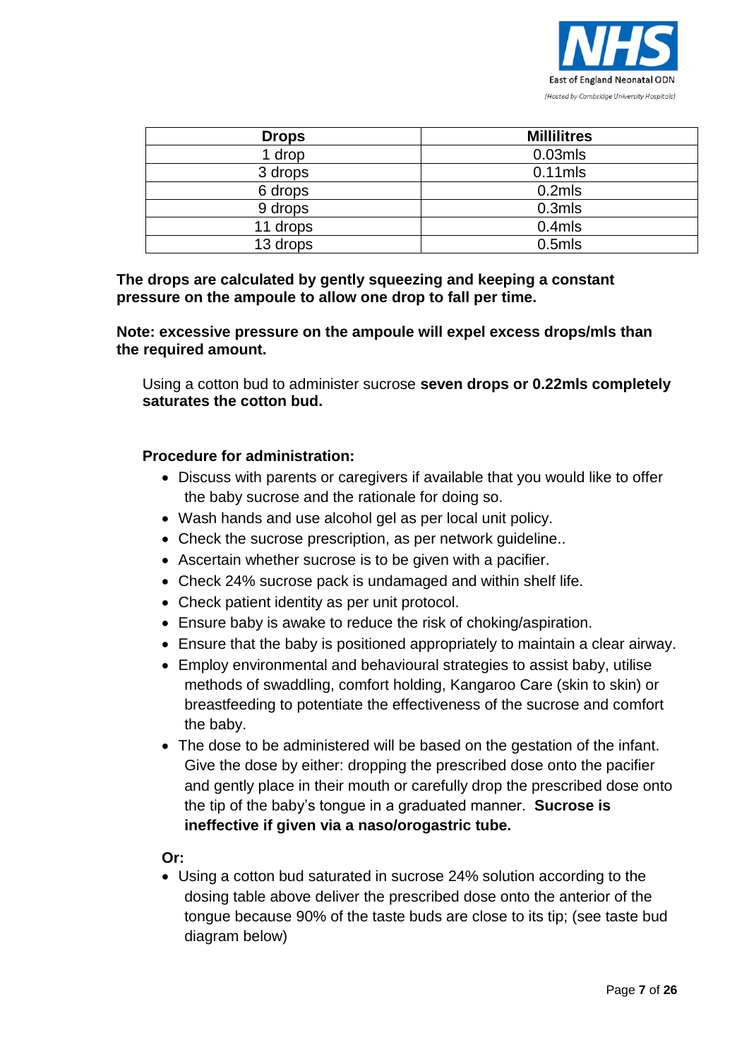| Drops | Millilitres |
| --- | --- |
| 1 drop | 0.03mls |
| 3 drops | 0.11mls |
| 6 drops | 0.2mls |
| 9 drops | 0.3mls |
| 11 drops | 0.4mls |
| 13 drops | 0.5mls |

**The drops are calculated by gently squeezing and keeping a constant pressure on the ampoule to allow one drop to fall per time.**

**Note: excessive pressure on the ampoule will expel excess drops/mls than the required amount.**

Using a cotton bud to administer sucrose **seven drops or 0.22mls completely saturates the cotton bud.**

**Procedure for administration:**

- Discuss with parents or caregivers if available that you would like to offer the baby sucrose and the rationale for doing so.
- Wash hands and use alcohol gel as per local unit policy.
- Check the sucrose prescription, as per network guideline..
- Ascertain whether sucrose is to be given with a pacifier.
- Check 24% sucrose pack is undamaged and within shelf life.
- Check patient identity as per unit protocol.
- Ensure baby is awake to reduce the risk of choking/aspiration.
- Ensure that the baby is positioned appropriately to maintain a clear airway.
- Employ environmental and behavioural strategies to assist baby, utilise methods of swaddling, comfort holding, Kangaroo Care (skin to skin) or breastfeeding to potentiate the effectiveness of the sucrose and comfort the baby.
- The dose to be administered will be based on the gestation of the infant. Give the dose by either: dropping the prescribed dose onto the pacifier and gently place in their mouth or carefully drop the prescribed dose onto the tip of the baby's tongue in a graduated manner. **Sucrose is ineffective if given via a naso/orogastric tube.**

**Or:**

- Using a cotton bud saturated in sucrose 24% solution according to the dosing table above deliver the prescribed dose onto the anterior of the tongue because 90% of the taste buds are close to its tip; (see taste bud diagram below)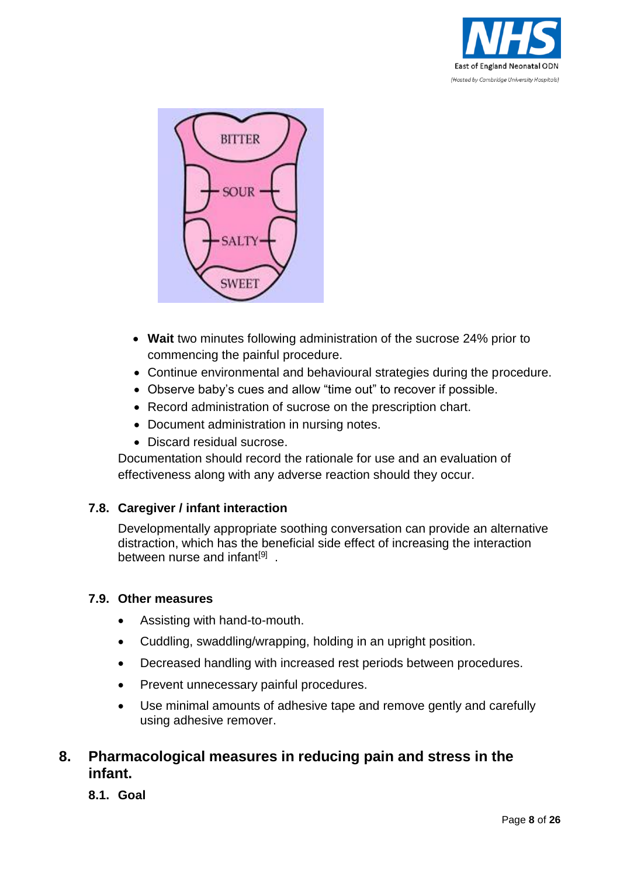BITTER

SOUR

SALTY

SWEET

- **Wait** two minutes following administration of the sucrose 24% prior to commencing the painful procedure.
- Continue environmental and behavioural strategies during the procedure.
- Observe baby's cues and allow "time out" to recover if possible.
- Record administration of sucrose on the prescription chart.
- Document administration in nursing notes.
- Discard residual sucrose.

Documentation should record the rationale for use and an evaluation of effectiveness along with any adverse reaction should they occur.

### 7.8. Caregiver / infant interaction

Developmentally appropriate soothing conversation can provide an alternative distraction, which has the beneficial side effect of increasing the interaction between nurse and infant[9] .

### 7.9. Other measures

- Assisting with hand-to-mouth.
- Cuddling, swaddling/wrapping, holding in an upright position.
- Decreased handling with increased rest periods between procedures.
- Prevent unnecessary painful procedures.
- Use minimal amounts of adhesive tape and remove gently and carefully using adhesive remover.

## 8. Pharmacological measures in reducing pain and stress in the infant.

### 8.1. Goal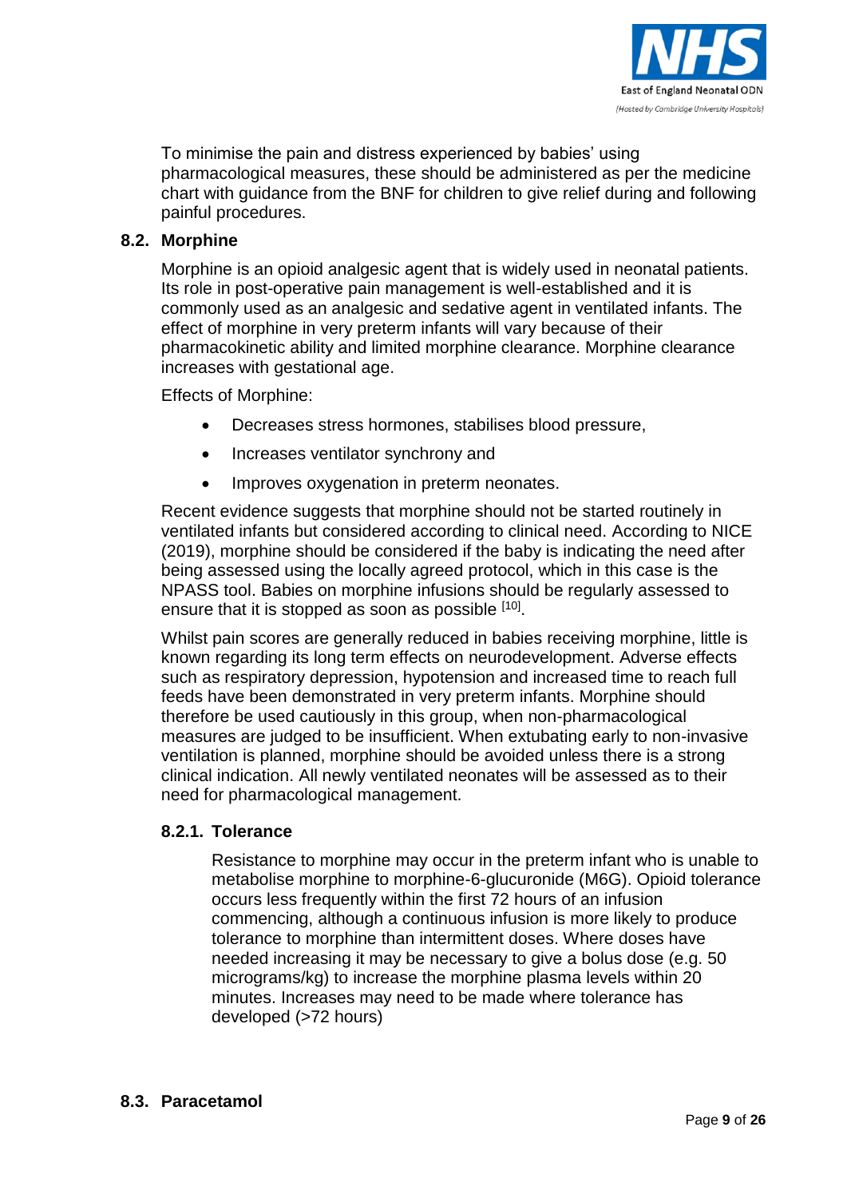To minimise the pain and distress experienced by babies' using pharmacological measures, these should be administered as per the medicine chart with guidance from the BNF for children to give relief during and following painful procedures.

## 8.2. Morphine

Morphine is an opioid analgesic agent that is widely used in neonatal patients. Its role in post-operative pain management is well-established and it is commonly used as an analgesic and sedative agent in ventilated infants. The effect of morphine in very preterm infants will vary because of their pharmacokinetic ability and limited morphine clearance. Morphine clearance increases with gestational age.

Effects of Morphine:

- Decreases stress hormones, stabilises blood pressure,
- Increases ventilator synchrony and
- Improves oxygenation in preterm neonates.

Recent evidence suggests that morphine should not be started routinely in ventilated infants but considered according to clinical need. According to NICE (2019), morphine should be considered if the baby is indicating the need after being assessed using the locally agreed protocol, which in this case is the NPASS tool. Babies on morphine infusions should be regularly assessed to ensure that it is stopped as soon as possible [10].

Whilst pain scores are generally reduced in babies receiving morphine, little is known regarding its long term effects on neurodevelopment. Adverse effects such as respiratory depression, hypotension and increased time to reach full feeds have been demonstrated in very preterm infants. Morphine should therefore be used cautiously in this group, when non-pharmacological measures are judged to be insufficient. When extubating early to non-invasive ventilation is planned, morphine should be avoided unless there is a strong clinical indication. All newly ventilated neonates will be assessed as to their need for pharmacological management.

### 8.2.1. Tolerance

Resistance to morphine may occur in the preterm infant who is unable to metabolise morphine to morphine-6-glucuronide (M6G). Opioid tolerance occurs less frequently within the first 72 hours of an infusion commencing, although a continuous infusion is more likely to produce tolerance to morphine than intermittent doses. Where doses have needed increasing it may be necessary to give a bolus dose (e.g. 50 micrograms/kg) to increase the morphine plasma levels within 20 minutes. Increases may need to be made where tolerance has developed (>72 hours)

## 8.3. Paracetamol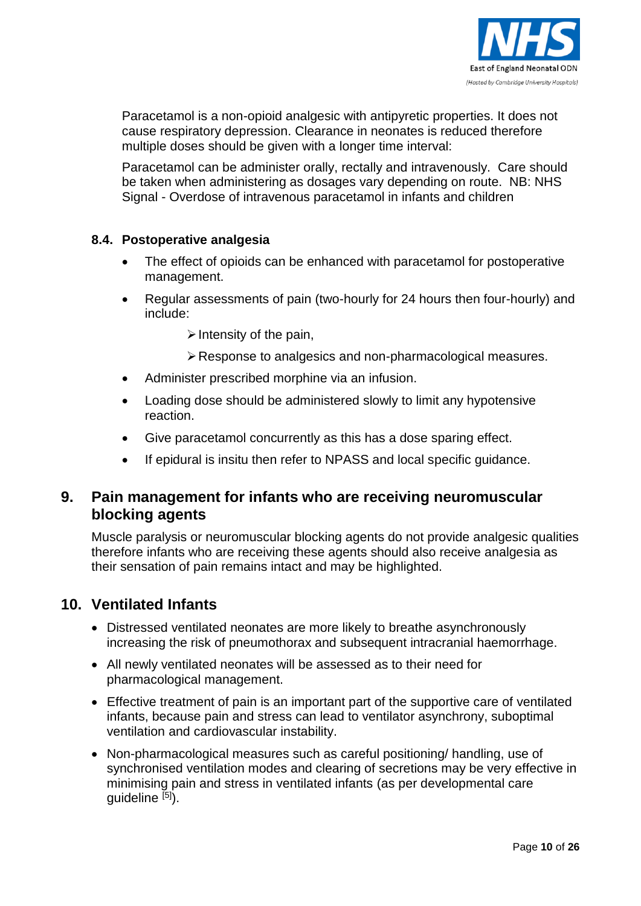Paracetamol is a non-opioid analgesic with antipyretic properties. It does not cause respiratory depression. Clearance in neonates is reduced therefore multiple doses should be given with a longer time interval:

Paracetamol can be administer orally, rectally and intravenously. Care should be taken when administering as dosages vary depending on route. NB: NHS Signal - Overdose of intravenous paracetamol in infants and children

### 8.4. Postoperative analgesia

- The effect of opioids can be enhanced with paracetamol for postoperative management.
- Regular assessments of pain (two-hourly for 24 hours then four-hourly) and include:
  - Intensity of the pain,
  - Response to analgesics and non-pharmacological measures.
- Administer prescribed morphine via an infusion.
- Loading dose should be administered slowly to limit any hypotensive reaction.
- Give paracetamol concurrently as this has a dose sparing effect.
- If epidural is insitu then refer to NPASS and local specific guidance.

## 9. Pain management for infants who are receiving neuromuscular blocking agents

Muscle paralysis or neuromuscular blocking agents do not provide analgesic qualities therefore infants who are receiving these agents should also receive analgesia as their sensation of pain remains intact and may be highlighted.

## 10. Ventilated Infants

- Distressed ventilated neonates are more likely to breathe asynchronously increasing the risk of pneumothorax and subsequent intracranial haemorrhage.
- All newly ventilated neonates will be assessed as to their need for pharmacological management.
- Effective treatment of pain is an important part of the supportive care of ventilated infants, because pain and stress can lead to ventilator asynchrony, suboptimal ventilation and cardiovascular instability.
- Non-pharmacological measures such as careful positioning/ handling, use of synchronised ventilation modes and clearing of secretions may be very effective in minimising pain and stress in ventilated infants (as per developmental care guideline [5]).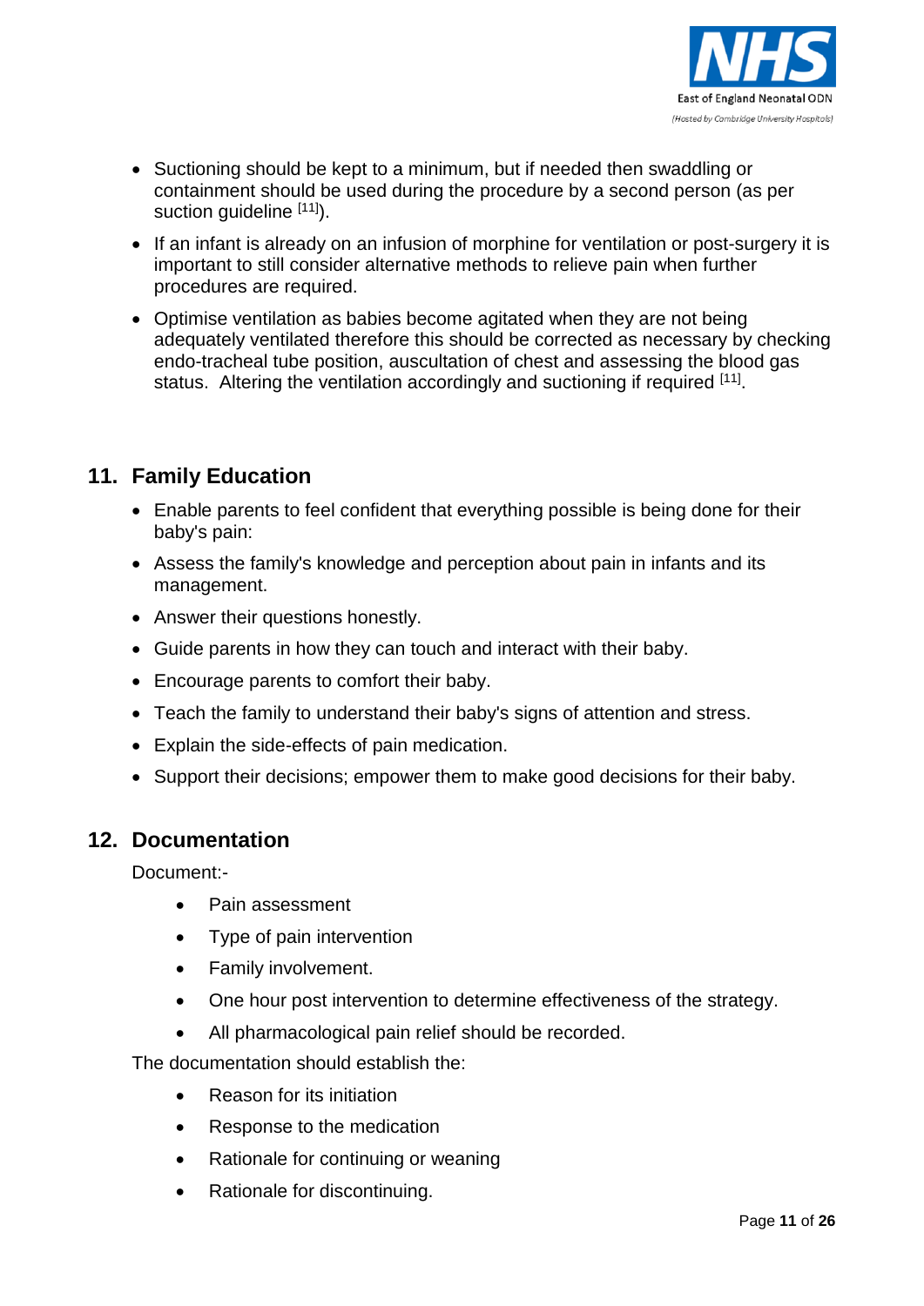- Suctioning should be kept to a minimum, but if needed then swaddling or containment should be used during the procedure by a second person (as per suction guideline [11]).
- If an infant is already on an infusion of morphine for ventilation or post-surgery it is important to still consider alternative methods to relieve pain when further procedures are required.
- Optimise ventilation as babies become agitated when they are not being adequately ventilated therefore this should be corrected as necessary by checking endo-tracheal tube position, auscultation of chest and assessing the blood gas status. Altering the ventilation accordingly and suctioning if required [11].

## 11. Family Education

- Enable parents to feel confident that everything possible is being done for their baby's pain:
- Assess the family's knowledge and perception about pain in infants and its management.
- Answer their questions honestly.
- Guide parents in how they can touch and interact with their baby.
- Encourage parents to comfort their baby.
- Teach the family to understand their baby's signs of attention and stress.
- Explain the side-effects of pain medication.
- Support their decisions; empower them to make good decisions for their baby.

## 12. Documentation

Document:-

- Pain assessment
- Type of pain intervention
- Family involvement.
- One hour post intervention to determine effectiveness of the strategy.
- All pharmacological pain relief should be recorded.

The documentation should establish the:

- Reason for its initiation
- Response to the medication
- Rationale for continuing or weaning
- Rationale for discontinuing.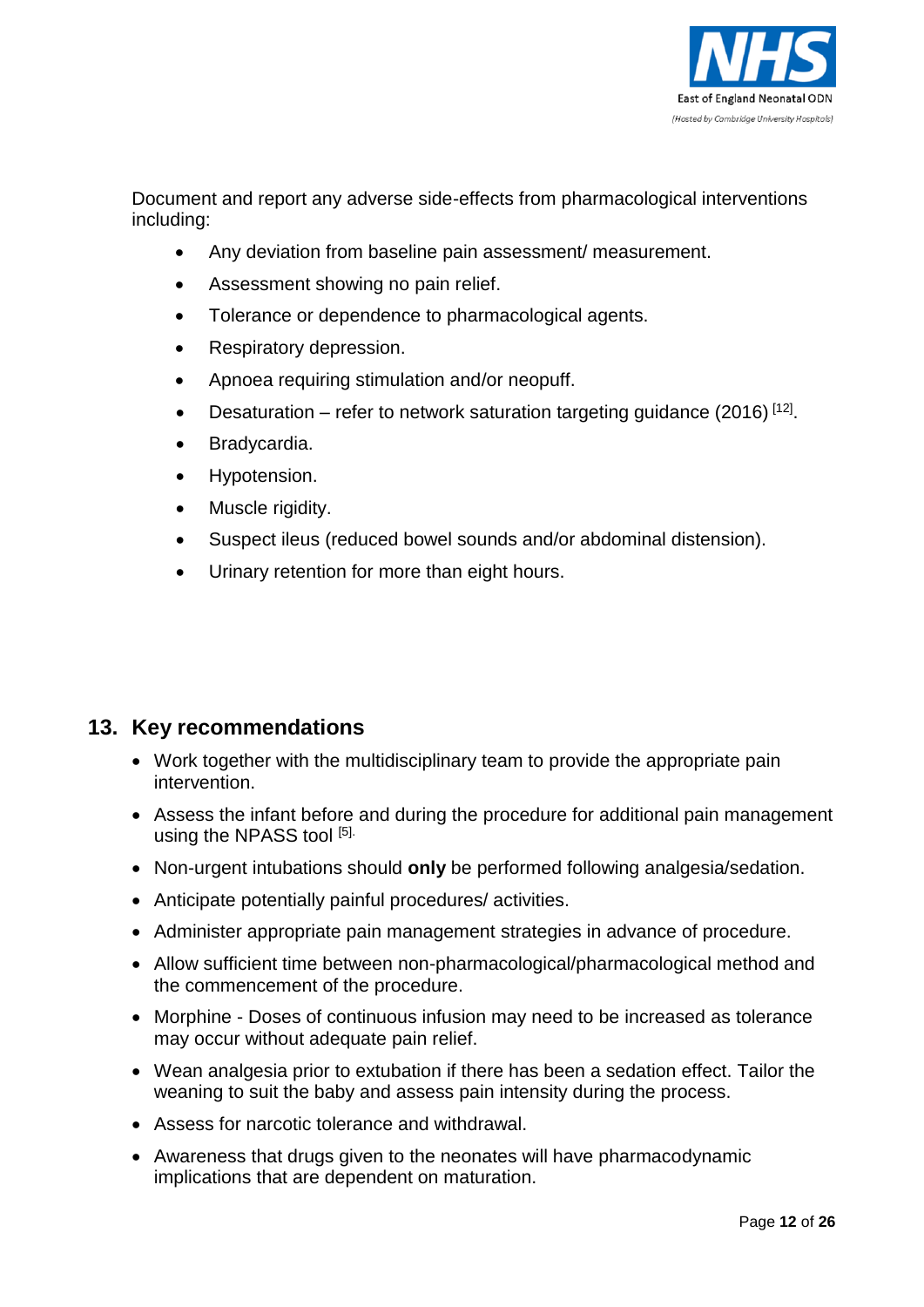Document and report any adverse side-effects from pharmacological interventions including:

- Any deviation from baseline pain assessment/ measurement.
- Assessment showing no pain relief.
- Tolerance or dependence to pharmacological agents.
- Respiratory depression.
- Apnoea requiring stimulation and/or neopuff.
- Desaturation – refer to network saturation targeting guidance (2016) [12].
- Bradycardia.
- Hypotension.
- Muscle rigidity.
- Suspect ileus (reduced bowel sounds and/or abdominal distension).
- Urinary retention for more than eight hours.

## 13. Key recommendations

- Work together with the multidisciplinary team to provide the appropriate pain intervention.
- Assess the infant before and during the procedure for additional pain management using the NPASS tool [5].
- Non-urgent intubations should **only** be performed following analgesia/sedation.
- Anticipate potentially painful procedures/ activities.
- Administer appropriate pain management strategies in advance of procedure.
- Allow sufficient time between non-pharmacological/pharmacological method and the commencement of the procedure.
- Morphine - Doses of continuous infusion may need to be increased as tolerance may occur without adequate pain relief.
- Wean analgesia prior to extubation if there has been a sedation effect. Tailor the weaning to suit the baby and assess pain intensity during the process.
- Assess for narcotic tolerance and withdrawal.
- Awareness that drugs given to the neonates will have pharmacodynamic implications that are dependent on maturation.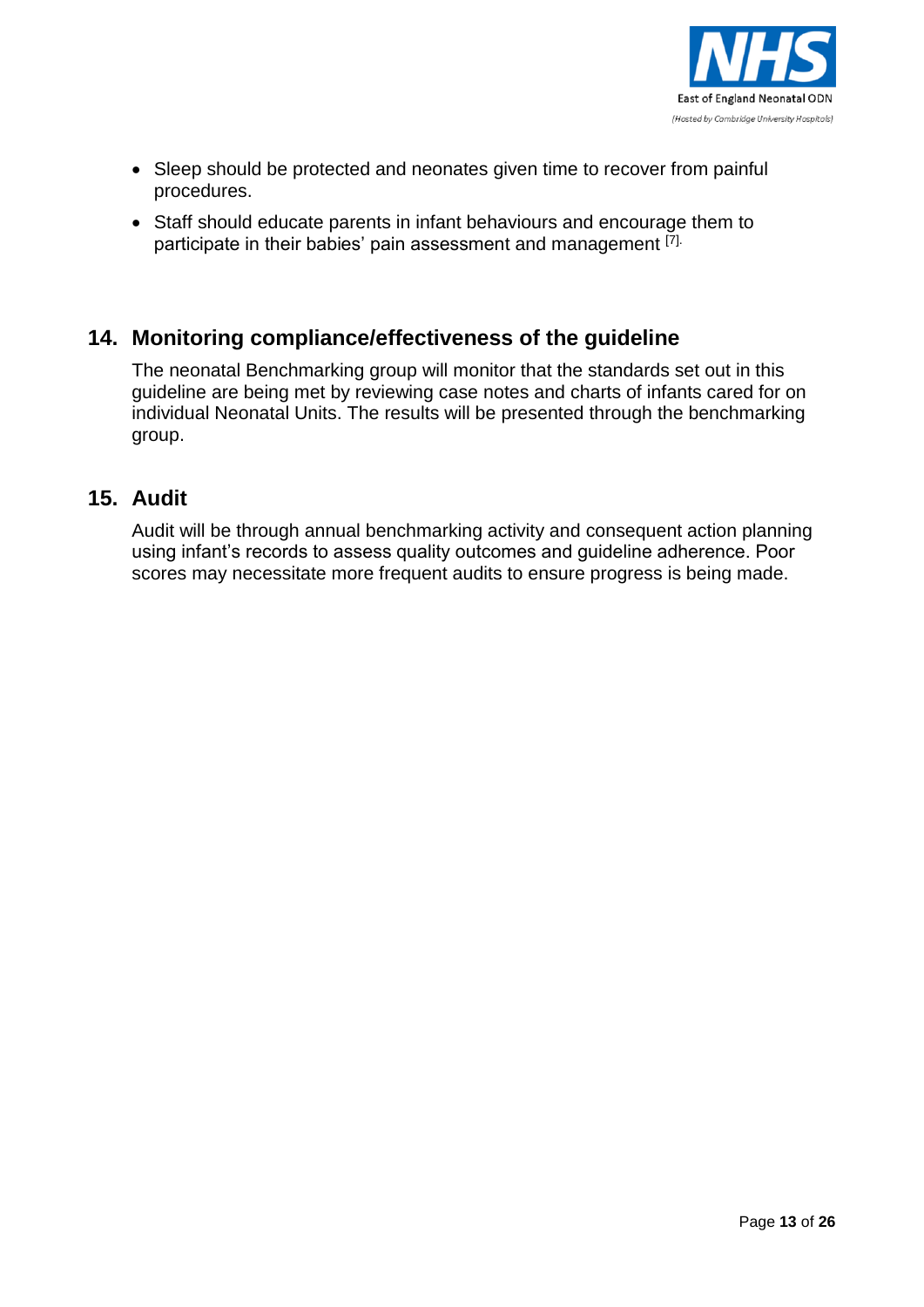- Sleep should be protected and neonates given time to recover from painful procedures.
- Staff should educate parents in infant behaviours and encourage them to participate in their babies' pain assessment and management [7].

## 14. Monitoring compliance/effectiveness of the guideline

The neonatal Benchmarking group will monitor that the standards set out in this guideline are being met by reviewing case notes and charts of infants cared for on individual Neonatal Units. The results will be presented through the benchmarking group.

## 15. Audit

Audit will be through annual benchmarking activity and consequent action planning using infant's records to assess quality outcomes and guideline adherence. Poor scores may necessitate more frequent audits to ensure progress is being made.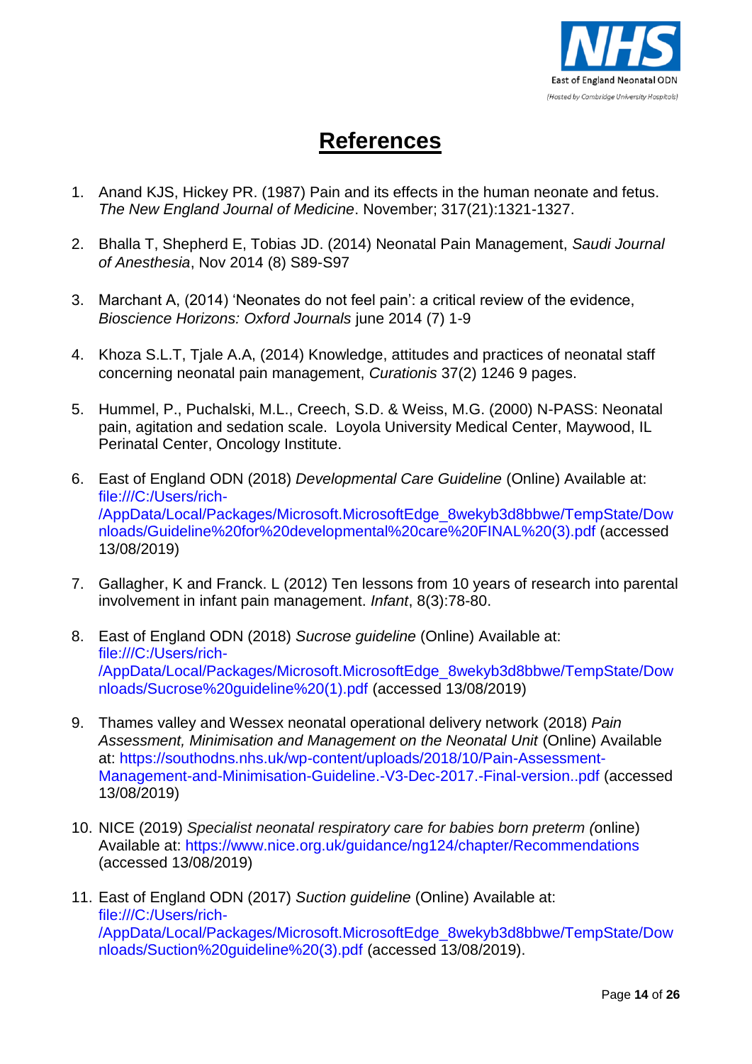# References

1. Anand KJS, Hickey PR. (1987) Pain and its effects in the human neonate and fetus. *The New England Journal of Medicine*. November; 317(21):1321-1327.

2. Bhalla T, Shepherd E, Tobias JD. (2014) Neonatal Pain Management, *Saudi Journal of Anesthesia*, Nov 2014 (8) S89-S97

3. Marchant A, (2014) 'Neonates do not feel pain': a critical review of the evidence, *Bioscience Horizons: Oxford Journals* june 2014 (7) 1-9

4. Khoza S.L.T, Tjale A.A, (2014) Knowledge, attitudes and practices of neonatal staff concerning neonatal pain management, *Curationis* 37(2) 1246 9 pages.

5. Hummel, P., Puchalski, M.L., Creech, S.D. & Weiss, M.G. (2000) N-PASS: Neonatal pain, agitation and sedation scale. Loyola University Medical Center, Maywood, IL Perinatal Center, Oncology Institute.

6. East of England ODN (2018) *Developmental Care Guideline* (Online) Available at: file:///C:/Users/rich-/AppData/Local/Packages/Microsoft.MicrosoftEdge_8wekyb3d8bbwe/TempState/Downloads/Guideline%20for%20developmental%20care%20FINAL%20(3).pdf (accessed 13/08/2019)

7. Gallagher, K and Franck. L (2012) Ten lessons from 10 years of research into parental involvement in infant pain management. *Infant*, 8(3):78-80.

8. East of England ODN (2018) *Sucrose guideline* (Online) Available at: file:///C:/Users/rich-/AppData/Local/Packages/Microsoft.MicrosoftEdge_8wekyb3d8bbwe/TempState/Downloads/Sucrose%20guideline%20(1).pdf (accessed 13/08/2019)

9. Thames valley and Wessex neonatal operational delivery network (2018) *Pain Assessment, Minimisation and Management on the Neonatal Unit* (Online) Available at: https://southodns.nhs.uk/wp-content/uploads/2018/10/Pain-Assessment-Management-and-Minimisation-Guideline.-V3-Dec-2017.-Final-version..pdf (accessed 13/08/2019)

10. NICE (2019) *Specialist neonatal respiratory care for babies born preterm (*online) Available at: https://www.nice.org.uk/guidance/ng124/chapter/Recommendations (accessed 13/08/2019)

11. East of England ODN (2017) *Suction guideline* (Online) Available at: file:///C:/Users/rich-/AppData/Local/Packages/Microsoft.MicrosoftEdge_8wekyb3d8bbwe/TempState/Downloads/Suction%20guideline%20(3).pdf (accessed 13/08/2019).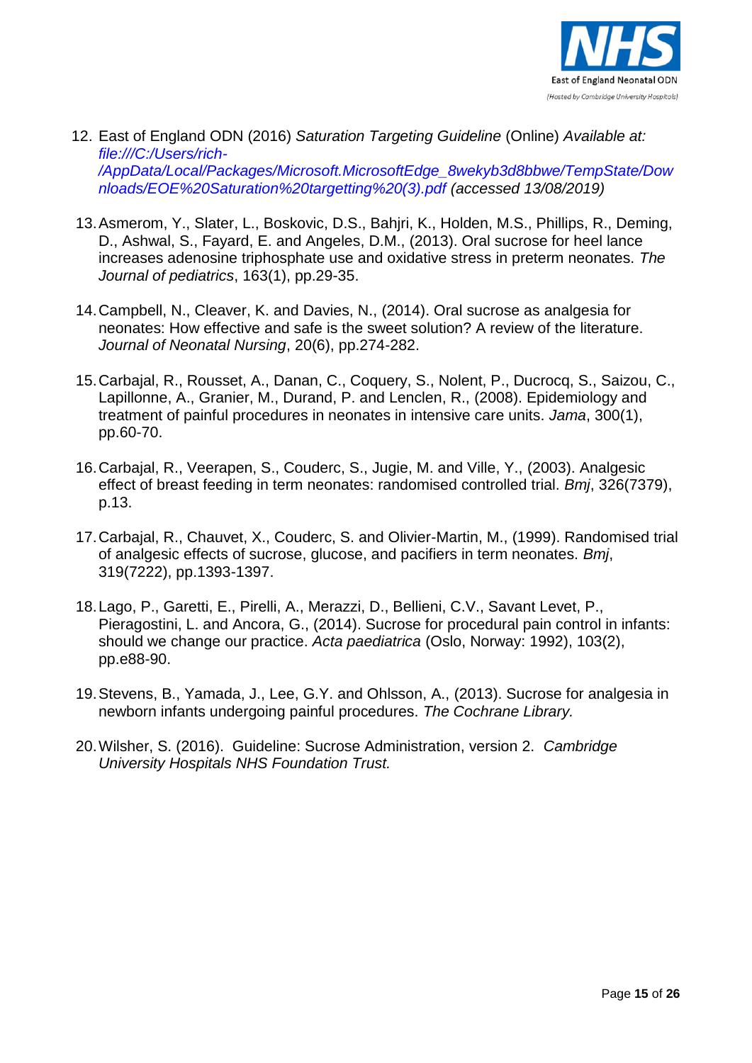12. East of England ODN (2016) *Saturation Targeting Guideline* (Online) *Available at: file:///C:/Users/rich-/AppData/Local/Packages/Microsoft.MicrosoftEdge_8wekyb3d8bbwe/TempState/Downloads/EOE%20Saturation%20targetting%20(3).pdf (accessed 13/08/2019)*

13. Asmerom, Y., Slater, L., Boskovic, D.S., Bahjri, K., Holden, M.S., Phillips, R., Deming, D., Ashwal, S., Fayard, E. and Angeles, D.M., (2013). Oral sucrose for heel lance increases adenosine triphosphate use and oxidative stress in preterm neonates. *The Journal of pediatrics*, 163(1), pp.29-35.

14. Campbell, N., Cleaver, K. and Davies, N., (2014). Oral sucrose as analgesia for neonates: How effective and safe is the sweet solution? A review of the literature. *Journal of Neonatal Nursing*, 20(6), pp.274-282.

15. Carbajal, R., Rousset, A., Danan, C., Coquery, S., Nolent, P., Ducrocq, S., Saizou, C., Lapillonne, A., Granier, M., Durand, P. and Lenclen, R., (2008). Epidemiology and treatment of painful procedures in neonates in intensive care units. *Jama*, 300(1), pp.60-70.

16. Carbajal, R., Veerapen, S., Couderc, S., Jugie, M. and Ville, Y., (2003). Analgesic effect of breast feeding in term neonates: randomised controlled trial. *Bmj*, 326(7379), p.13.

17. Carbajal, R., Chauvet, X., Couderc, S. and Olivier-Martin, M., (1999). Randomised trial of analgesic effects of sucrose, glucose, and pacifiers in term neonates. *Bmj*, 319(7222), pp.1393-1397.

18. Lago, P., Garetti, E., Pirelli, A., Merazzi, D., Bellieni, C.V., Savant Levet, P., Pieragostini, L. and Ancora, G., (2014). Sucrose for procedural pain control in infants: should we change our practice. *Acta paediatrica* (Oslo, Norway: 1992), 103(2), pp.e88-90.

19. Stevens, B., Yamada, J., Lee, G.Y. and Ohlsson, A., (2013). Sucrose for analgesia in newborn infants undergoing painful procedures. *The Cochrane Library.*

20. Wilsher, S. (2016). Guideline: Sucrose Administration, version 2. *Cambridge University Hospitals NHS Foundation Trust.*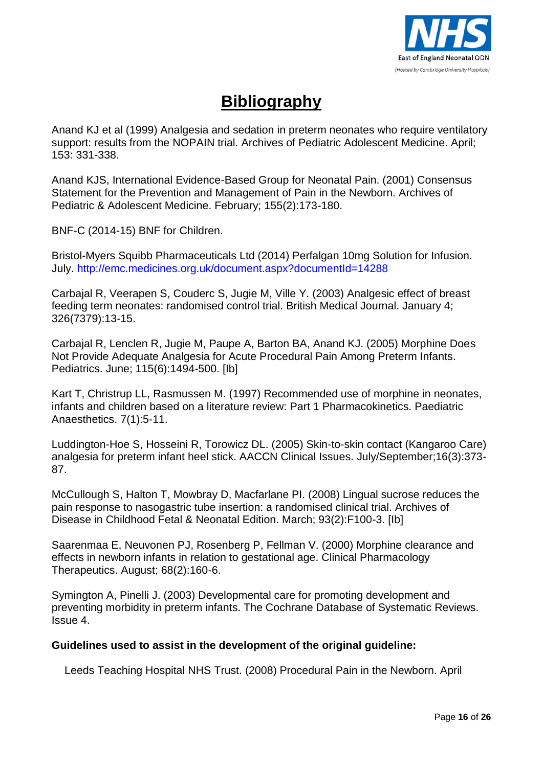# Bibliography

Anand KJ et al (1999) Analgesia and sedation in preterm neonates who require ventilatory support: results from the NOPAIN trial. Archives of Pediatric Adolescent Medicine. April; 153: 331-338.

Anand KJS, International Evidence-Based Group for Neonatal Pain. (2001) Consensus Statement for the Prevention and Management of Pain in the Newborn. Archives of Pediatric & Adolescent Medicine. February; 155(2):173-180.

BNF-C (2014-15) BNF for Children.

Bristol-Myers Squibb Pharmaceuticals Ltd (2014) Perfalgan 10mg Solution for Infusion. July. http://emc.medicines.org.uk/document.aspx?documentId=14288

Carbajal R, Veerapen S, Couderc S, Jugie M, Ville Y. (2003) Analgesic effect of breast feeding term neonates: randomised control trial. British Medical Journal. January 4; 326(7379):13-15.

Carbajal R, Lenclen R, Jugie M, Paupe A, Barton BA, Anand KJ. (2005) Morphine Does Not Provide Adequate Analgesia for Acute Procedural Pain Among Preterm Infants. Pediatrics. June; 115(6):1494-500. [Ib]

Kart T, Christrup LL, Rasmussen M. (1997) Recommended use of morphine in neonates, infants and children based on a literature review: Part 1 Pharmacokinetics. Paediatric Anaesthetics. 7(1):5-11.

Luddington-Hoe S, Hosseini R, Torowicz DL. (2005) Skin-to-skin contact (Kangaroo Care) analgesia for preterm infant heel stick. AACCN Clinical Issues. July/September;16(3):373-87.

McCullough S, Halton T, Mowbray D, Macfarlane PI. (2008) Lingual sucrose reduces the pain response to nasogastric tube insertion: a randomised clinical trial. Archives of Disease in Childhood Fetal & Neonatal Edition. March; 93(2):F100-3. [Ib]

Saarenmaa E, Neuvonen PJ, Rosenberg P, Fellman V. (2000) Morphine clearance and effects in newborn infants in relation to gestational age. Clinical Pharmacology Therapeutics. August; 68(2):160-6.

Symington A, Pinelli J. (2003) Developmental care for promoting development and preventing morbidity in preterm infants. The Cochrane Database of Systematic Reviews. Issue 4.

**Guidelines used to assist in the development of the original guideline:**

Leeds Teaching Hospital NHS Trust. (2008) Procedural Pain in the Newborn. April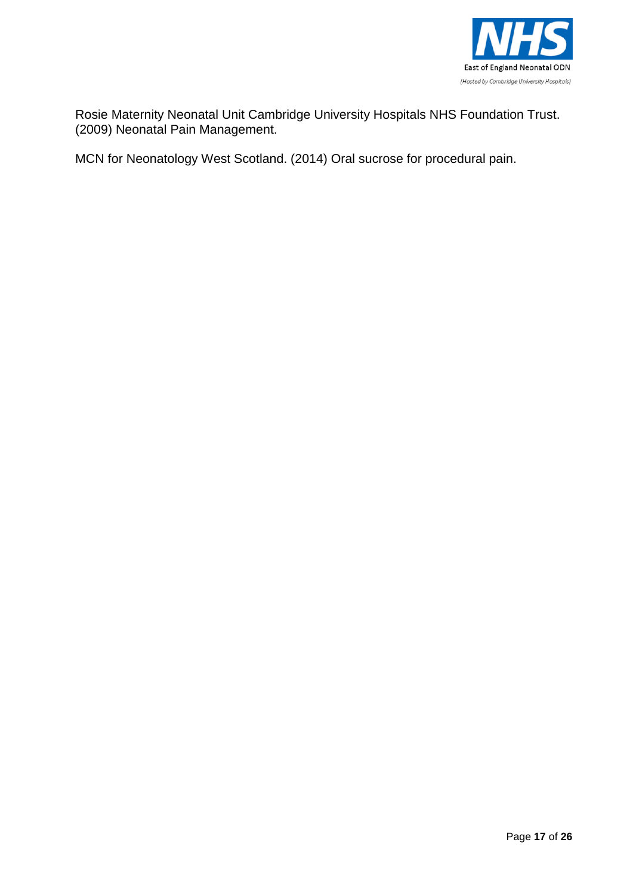Rosie Maternity Neonatal Unit Cambridge University Hospitals NHS Foundation Trust. (2009) Neonatal Pain Management.

MCN for Neonatology West Scotland. (2014) Oral sucrose for procedural pain.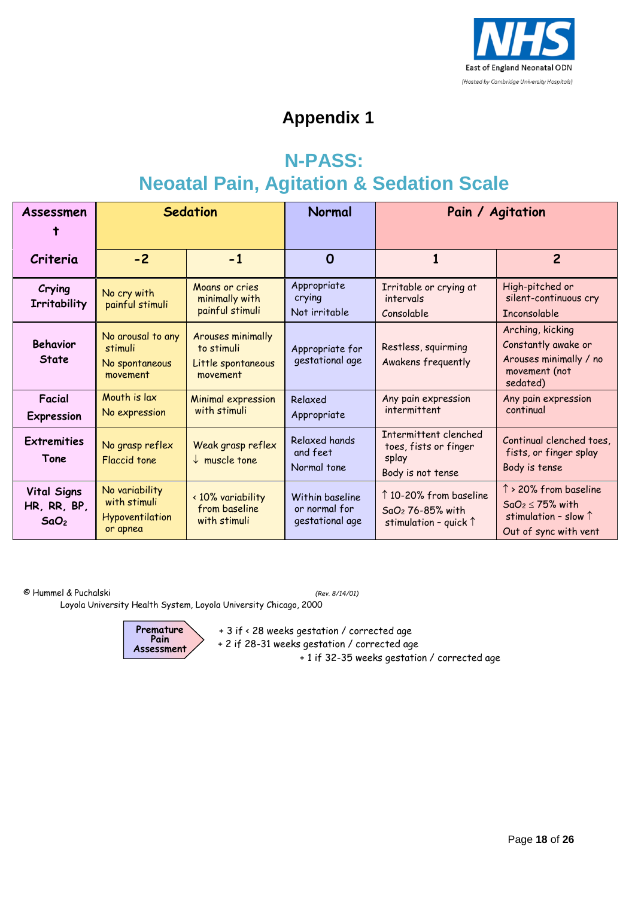# Appendix 1

## N-PASS:
## Neoatal Pain, Agitation & Sedation Scale

| Assessment Criteria | Sedation | | Normal | Pain / Agitation | |
|---|---|---|---|---|---|
| | -2 | -1 | 0 | 1 | 2 |
| **Crying Irritability** | No cry with painful stimuli | Moans or cries minimally with painful stimuli | Appropriate crying<br>Not irritable | Irritable or crying at intervals<br>Consolable | High-pitched or silent-continuous cry<br>Inconsolable |
| **Behavior State** | No arousal to any stimuli<br>No spontaneous movement | Arouses minimally to stimuli<br>Little spontaneous movement | Appropriate for gestational age | Restless, squirming<br>Awakens frequently | Arching, kicking<br>Constantly awake or<br>Arouses minimally / no movement (not sedated) |
| **Facial Expression** | Mouth is lax<br>No expression | Minimal expression with stimuli | Relaxed<br>Appropriate | Any pain expression intermittent | Any pain expression continual |
| **Extremities Tone** | No grasp reflex<br>Flaccid tone | Weak grasp reflex<br>↓ muscle tone | Relaxed hands and feet<br>Normal tone | Intermittent clenched toes, fists or finger splay<br>Body is not tense | Continual clenched toes, fists, or finger splay<br>Body is tense |
| **Vital Signs HR, RR, BP, $SaO_2$** | No variability with stimuli<br>Hypoventilation or apnea | < 10% variability from baseline with stimuli | Within baseline or normal for gestational age | ↑ 10-20% from baseline<br>$SaO_2$ 76-85% with stimulation – quick ↑ | ↑ > 20% from baseline<br>$SaO_2 \leq 75\%$ with stimulation – slow ↑<br>Out of sync with vent |

© Hummel & Puchalski *(Rev. 8/14/01)*
Loyola University Health System, Loyola University Chicago, 2000

**Premature Pain Assessment**

+ 3 if < 28 weeks gestation / corrected age
+ 2 if 28-31 weeks gestation / corrected age
+ 1 if 32-35 weeks gestation / corrected age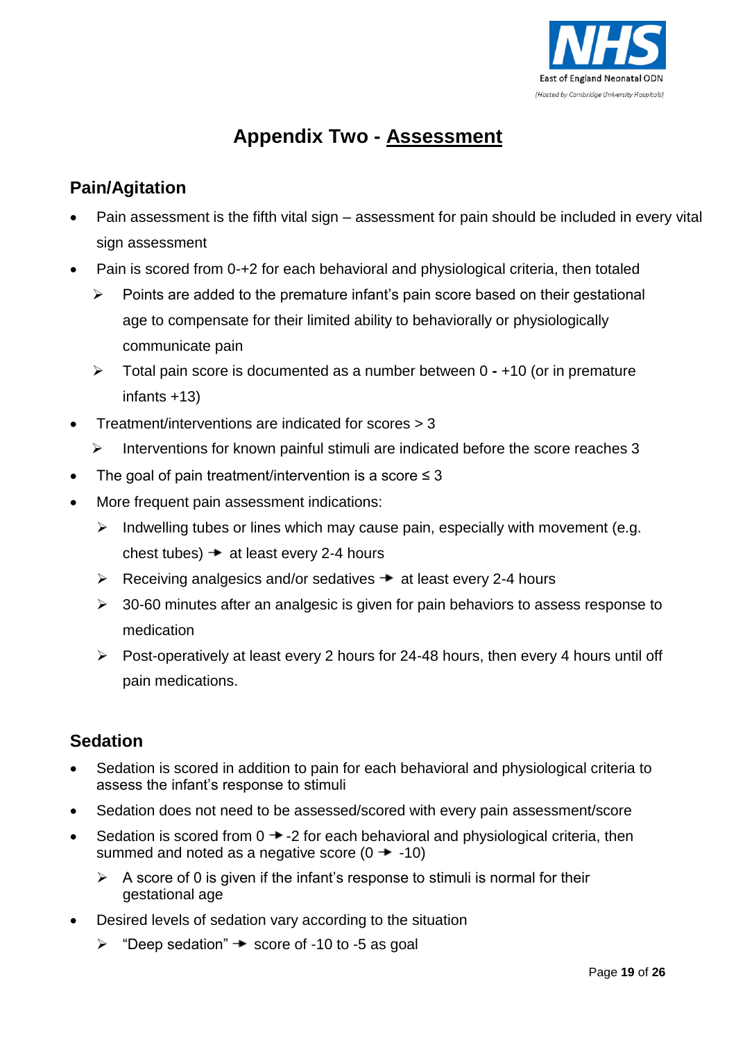# Appendix Two - Assessment

## Pain/Agitation

- Pain assessment is the fifth vital sign – assessment for pain should be included in every vital sign assessment
- Pain is scored from 0-+2 for each behavioral and physiological criteria, then totaled
  - ➢ Points are added to the premature infant's pain score based on their gestational age to compensate for their limited ability to behaviorally or physiologically communicate pain
  - ➢ Total pain score is documented as a number between 0 **-** +10 (or in premature infants +13)
- Treatment/interventions are indicated for scores > 3
  - ➢ Interventions for known painful stimuli are indicated before the score reaches 3
- The goal of pain treatment/intervention is a score ≤ 3
- More frequent pain assessment indications:
  - ➢ Indwelling tubes or lines which may cause pain, especially with movement (e.g. chest tubes) ➔ at least every 2-4 hours
  - ➢ Receiving analgesics and/or sedatives ➔ at least every 2-4 hours
  - ➢ 30-60 minutes after an analgesic is given for pain behaviors to assess response to medication
  - ➢ Post-operatively at least every 2 hours for 24-48 hours, then every 4 hours until off pain medications.

## Sedation

- Sedation is scored in addition to pain for each behavioral and physiological criteria to assess the infant's response to stimuli
- Sedation does not need to be assessed/scored with every pain assessment/score
- Sedation is scored from 0 ➔ -2 for each behavioral and physiological criteria, then summed and noted as a negative score (0 ➔ -10)
  - ➢ A score of 0 is given if the infant's response to stimuli is normal for their gestational age
- Desired levels of sedation vary according to the situation
  - ➢ "Deep sedation" ➔ score of -10 to -5 as goal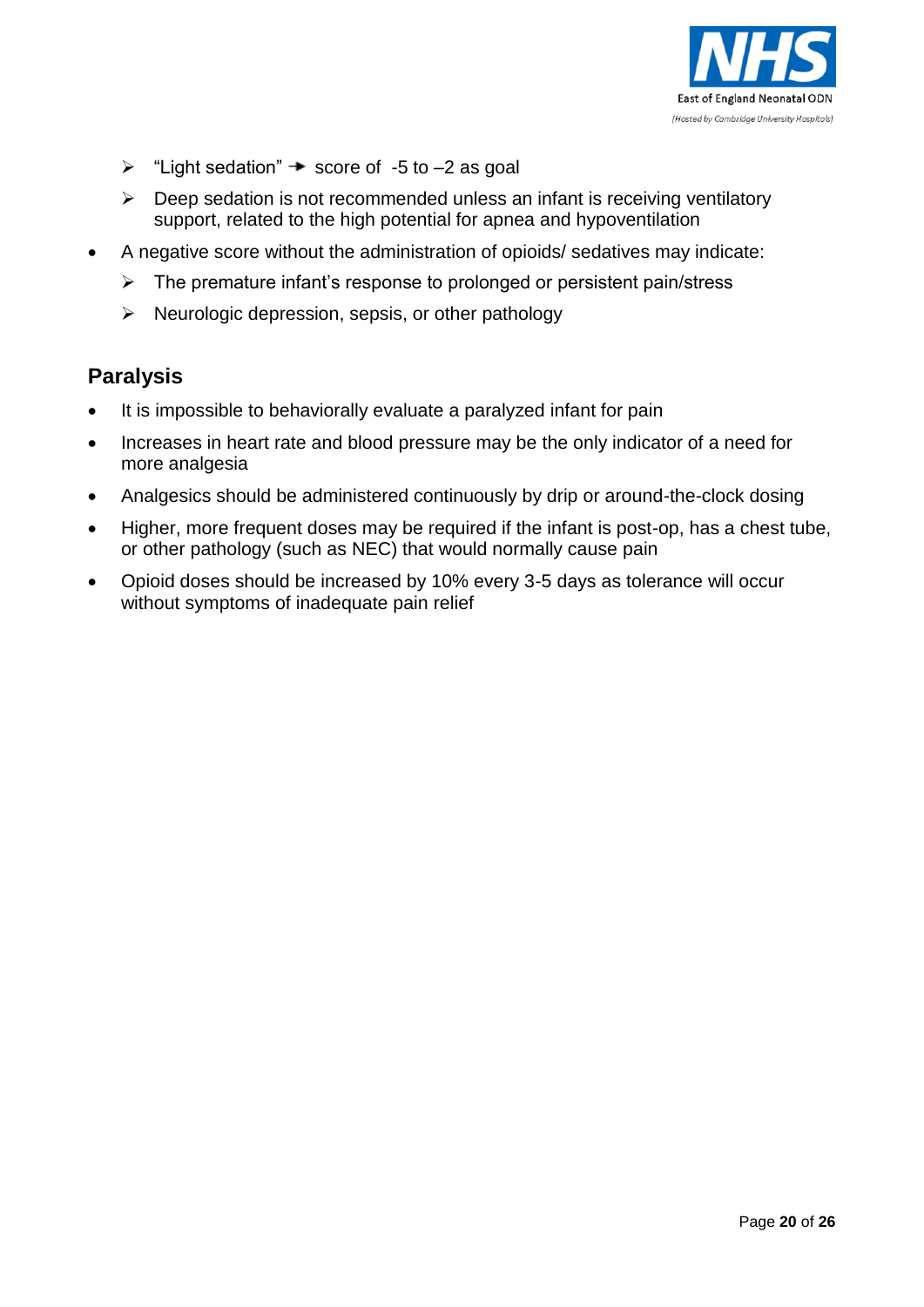- "Light sedation" → score of -5 to –2 as goal
  - Deep sedation is not recommended unless an infant is receiving ventilatory support, related to the high potential for apnea and hypoventilation
- A negative score without the administration of opioids/ sedatives may indicate:
  - The premature infant's response to prolonged or persistent pain/stress
  - Neurologic depression, sepsis, or other pathology

## Paralysis

- It is impossible to behaviorally evaluate a paralyzed infant for pain
- Increases in heart rate and blood pressure may be the only indicator of a need for more analgesia
- Analgesics should be administered continuously by drip or around-the-clock dosing
- Higher, more frequent doses may be required if the infant is post-op, has a chest tube, or other pathology (such as NEC) that would normally cause pain
- Opioid doses should be increased by 10% every 3-5 days as tolerance will occur without symptoms of inadequate pain relief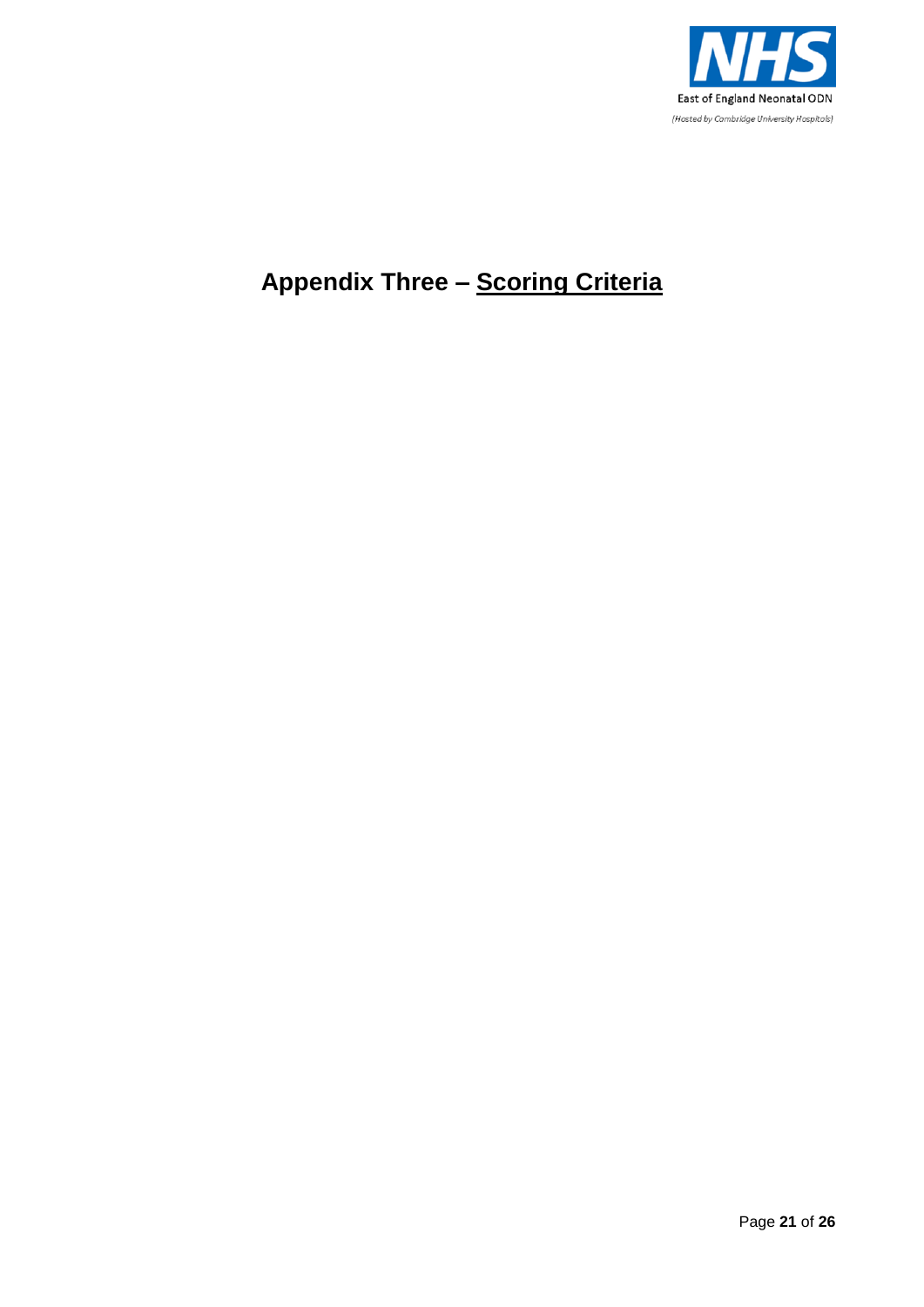# Appendix Three – Scoring Criteria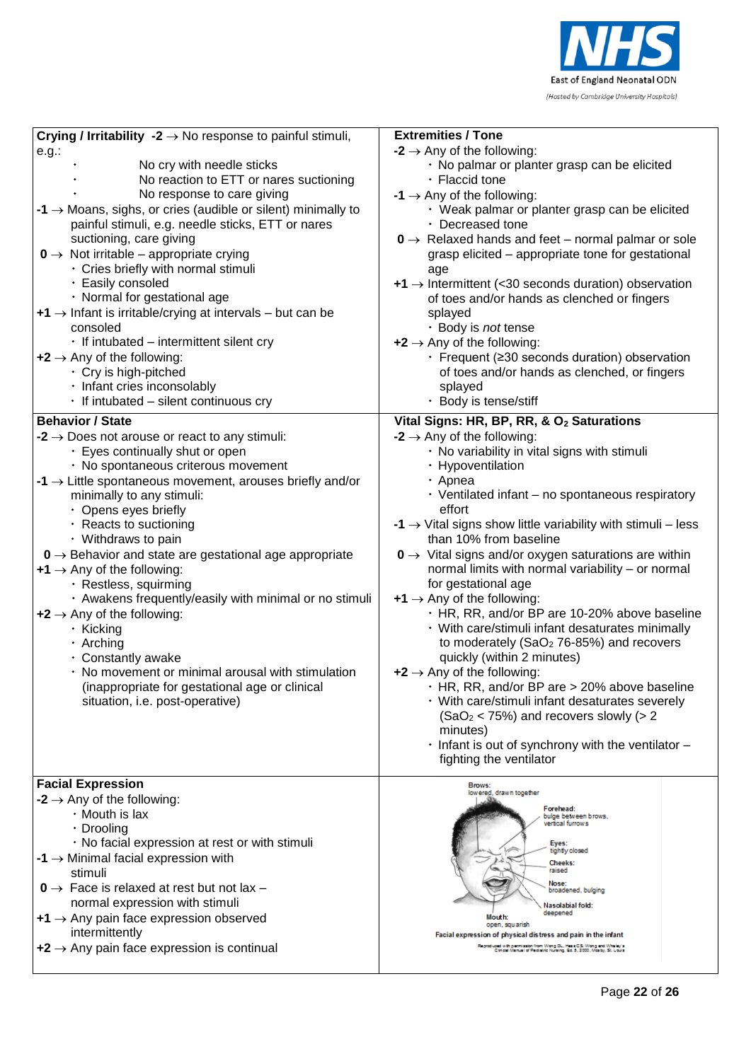| Crying / Irritability | Extremities / Tone |
|---|---|
| **-2** → No response to painful stimuli, e.g.: <br>• No cry with needle sticks <br>• No reaction to ETT or nares suctioning <br>• No response to care giving <br>**-1** → Moans, sighs, or cries (audible or silent) minimally to painful stimuli, e.g. needle sticks, ETT or nares suctioning, care giving <br>**0** → Not irritable – appropriate crying <br>• Cries briefly with normal stimuli <br>• Easily consoled <br>• Normal for gestational age <br>**+1** → Infant is irritable/crying at intervals – but can be consoled <br>• If intubated – intermittent silent cry <br>**+2** → Any of the following: <br>• Cry is high-pitched <br>• Infant cries inconsolably <br>• If intubated – silent continuous cry | **-2** → Any of the following: <br>• No palmar or planter grasp can be elicited <br>• Flaccid tone <br>**-1** → Any of the following: <br>• Weak palmar or planter grasp can be elicited <br>• Decreased tone <br>**0** → Relaxed hands and feet – normal palmar or sole grasp elicited – appropriate tone for gestational age <br>**+1** → Intermittent (<30 seconds duration) observation of toes and/or hands as clenched or fingers splayed <br>• Body is *not* tense <br>**+2** → Any of the following: <br>• Frequent (≥30 seconds duration) observation of toes and/or hands as clenched, or fingers splayed <br>• Body is tense/stiff |
| **Behavior / State** | **Vital Signs: HR, BP, RR, & $O_2$ Saturations** |
| **-2** → Does not arouse or react to any stimuli: <br>• Eyes continually shut or open <br>• No spontaneous criterous movement <br>**-1** → Little spontaneous movement, arouses briefly and/or minimally to any stimuli: <br>• Opens eyes briefly <br>• Reacts to suctioning <br>• Withdraws to pain <br>**0** → Behavior and state are gestational age appropriate <br>**+1** → Any of the following: <br>• Restless, squirming <br>• Awakens frequently/easily with minimal or no stimuli <br>**+2** → Any of the following: <br>• Kicking <br>• Arching <br>• Constantly awake <br>• No movement or minimal arousal with stimulation (inappropriate for gestational age or clinical situation, i.e. post-operative) | **-2** → Any of the following: <br>• No variability in vital signs with stimuli <br>• Hypoventilation <br>• Apnea <br>• Ventilated infant – no spontaneous respiratory effort <br>**-1** → Vital signs show little variability with stimuli – less than 10% from baseline <br>**0** → Vital signs and/or oxygen saturations are within normal limits with normal variability – or normal for gestational age <br>**+1** → Any of the following: <br>• HR, RR, and/or BP are 10-20% above baseline <br>• With care/stimuli infant desaturates minimally to moderately ($SaO_2$ 76-85%) and recovers quickly (within 2 minutes) <br>**+2** → Any of the following: <br>• HR, RR, and/or BP are > 20% above baseline <br>• With care/stimuli infant desaturates severely ($SaO_2$ < 75%) and recovers slowly (> 2 minutes) <br>• Infant is out of synchrony with the ventilator – fighting the ventilator |
| **Facial Expression** | |
| **-2** → Any of the following: <br>• Mouth is lax <br>• Drooling <br>• No facial expression at rest or with stimuli <br>**-1** → Minimal facial expression with stimuli <br>**0** → Face is relaxed at rest but not lax – normal expression with stimuli <br>**+1** → Any pain face expression observed intermittently <br>**+2** → Any pain face expression is continual | Brows: lowered, drawn together <br>Forehead: bulge between brows, vertical furrows <br>Eyes: tightly closed <br>Cheeks: raised <br>Nose: broadened, bulging <br>Nasolabial fold: deepened <br>Mouth: open, squarish <br>**Facial expression of physical distress and pain in the infant** <br>Reproduced with permission from Wong DL, Hess CS. Wong and Whaley's Clinical Manual of Pediatric Nursing, Ed. 5, 2000, Mosby, St. Louis |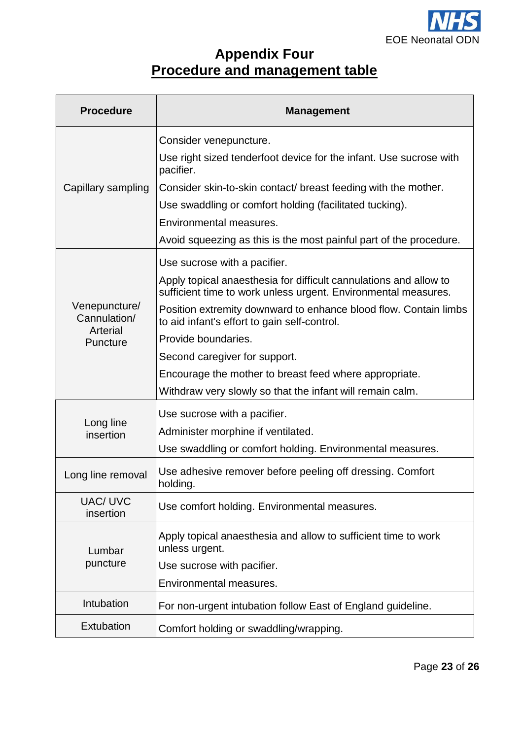# Appendix Four

## Procedure and management table

| Procedure | Management |
|---|---|
| Capillary sampling | Consider venepuncture.<br>Use right sized tenderfoot device for the infant. Use sucrose with pacifier.<br>Consider skin-to-skin contact/ breast feeding with the mother.<br>Use swaddling or comfort holding (facilitated tucking).<br>Environmental measures.<br>Avoid squeezing as this is the most painful part of the procedure. |
| Venepuncture/ Cannulation/ Arterial Puncture | Use sucrose with a pacifier.<br>Apply topical anaesthesia for difficult cannulations and allow to sufficient time to work unless urgent. Environmental measures.<br>Position extremity downward to enhance blood flow. Contain limbs to aid infant's effort to gain self-control.<br>Provide boundaries.<br>Second caregiver for support.<br>Encourage the mother to breast feed where appropriate.<br>Withdraw very slowly so that the infant will remain calm. |
| Long line insertion | Use sucrose with a pacifier.<br>Administer morphine if ventilated.<br>Use swaddling or comfort holding. Environmental measures. |
| Long line removal | Use adhesive remover before peeling off dressing. Comfort holding. |
| UAC/ UVC insertion | Use comfort holding. Environmental measures. |
| Lumbar puncture | Apply topical anaesthesia and allow to sufficient time to work unless urgent.<br>Use sucrose with pacifier.<br>Environmental measures. |
| Intubation | For non-urgent intubation follow East of England guideline. |
| Extubation | Comfort holding or swaddling/wrapping. |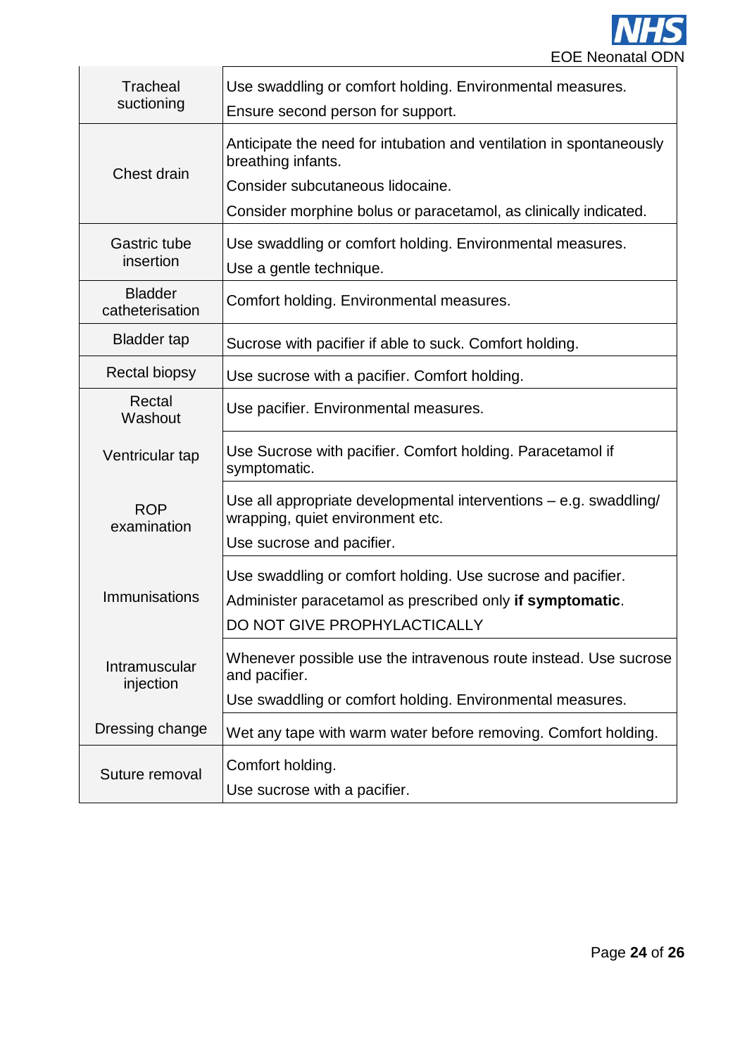| | |
|---|---|
| Tracheal suctioning | Use swaddling or comfort holding. Environmental measures.<br>Ensure second person for support. |
| Chest drain | Anticipate the need for intubation and ventilation in spontaneously breathing infants.<br>Consider subcutaneous lidocaine.<br>Consider morphine bolus or paracetamol, as clinically indicated. |
| Gastric tube insertion | Use swaddling or comfort holding. Environmental measures.<br>Use a gentle technique. |
| Bladder catheterisation | Comfort holding. Environmental measures. |
| Bladder tap | Sucrose with pacifier if able to suck. Comfort holding. |
| Rectal biopsy | Use sucrose with a pacifier. Comfort holding. |
| Rectal Washout | Use pacifier. Environmental measures. |
| Ventricular tap | Use Sucrose with pacifier. Comfort holding. Paracetamol if symptomatic. |
| ROP examination | Use all appropriate developmental interventions – e.g. swaddling/ wrapping, quiet environment etc.<br>Use sucrose and pacifier. |
| Immunisations | Use swaddling or comfort holding. Use sucrose and pacifier.<br>Administer paracetamol as prescribed only **if symptomatic**.<br>DO NOT GIVE PROPHYLACTICALLY |
| Intramuscular injection | Whenever possible use the intravenous route instead. Use sucrose and pacifier.<br>Use swaddling or comfort holding. Environmental measures. |
| Dressing change | Wet any tape with warm water before removing. Comfort holding. |
| Suture removal | Comfort holding.<br>Use sucrose with a pacifier. |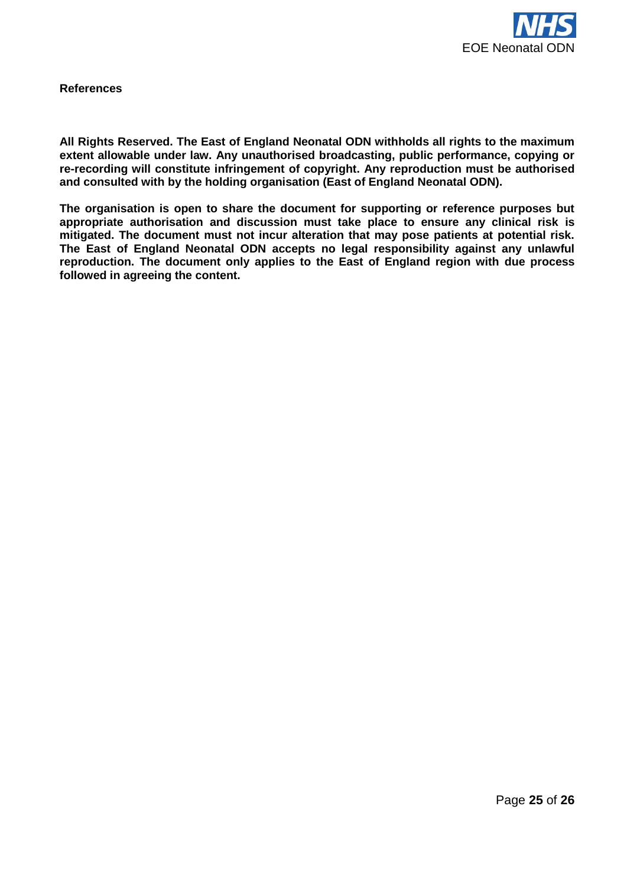**References**

**All Rights Reserved. The East of England Neonatal ODN withholds all rights to the maximum extent allowable under law. Any unauthorised broadcasting, public performance, copying or re-recording will constitute infringement of copyright. Any reproduction must be authorised and consulted with by the holding organisation (East of England Neonatal ODN).**

**The organisation is open to share the document for supporting or reference purposes but appropriate authorisation and discussion must take place to ensure any clinical risk is mitigated. The document must not incur alteration that may pose patients at potential risk. The East of England Neonatal ODN accepts no legal responsibility against any unlawful reproduction. The document only applies to the East of England region with due process followed in agreeing the content.**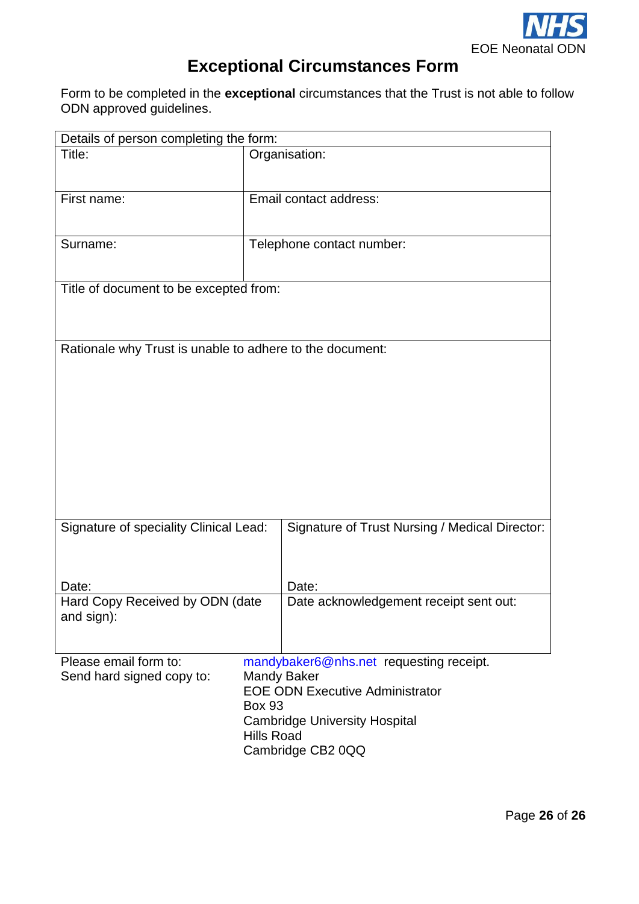# Exceptional Circumstances Form

Form to be completed in the **exceptional** circumstances that the Trust is not able to follow ODN approved guidelines.

| Details of person completing the form: | |
|---|---|
| Title: | Organisation: |
| First name: | Email contact address: |
| Surname: | Telephone contact number: |
| Title of document to be excepted from: | |
| Rationale why Trust is unable to adhere to the document: | |
| Signature of speciality Clinical Lead:<br><br>Date: | Signature of Trust Nursing / Medical Director:<br><br>Date: |
| Hard Copy Received by ODN (date and sign): | Date acknowledgement receipt sent out: |

Please email form to: mandybaker6@nhs.net requesting receipt.

Send hard signed copy to:
Mandy Baker
EOE ODN Executive Administrator
Box 93
Cambridge University Hospital
Hills Road
Cambridge CB2 0QQ